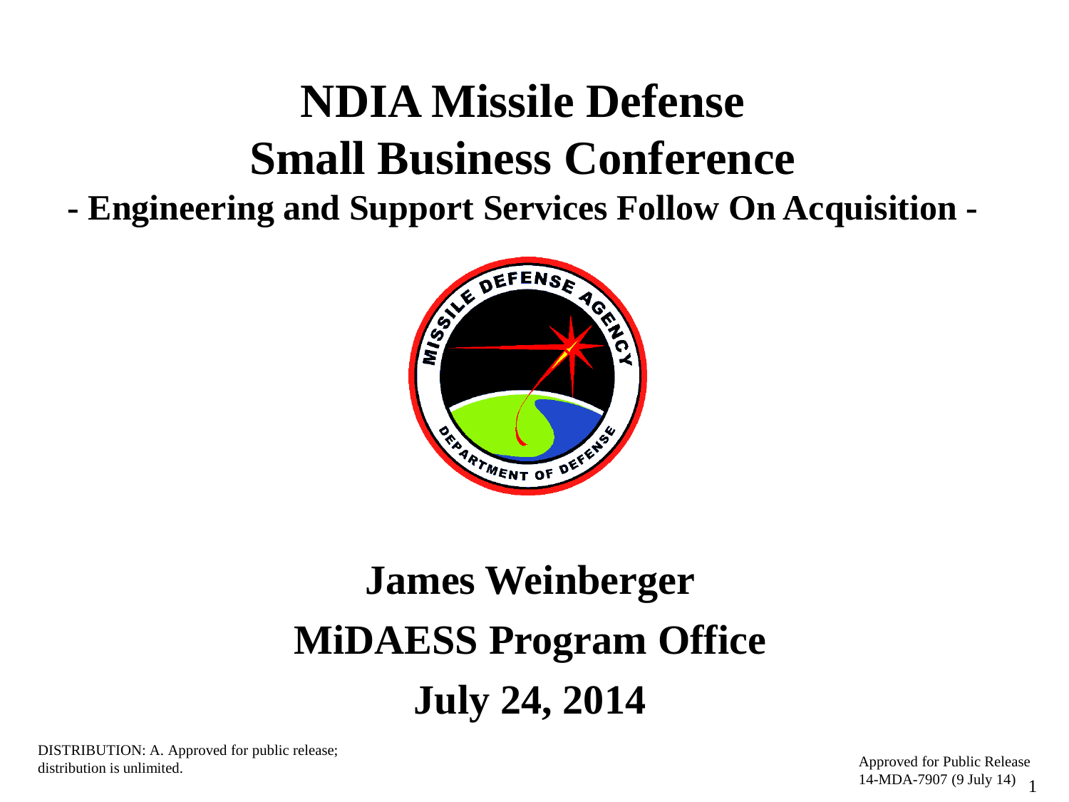# NDIA Missile Defense Small Business Conference

## - Engineering and Support Services Follow On Acquisition -

**James Weinberger**

**MiDAESS Program Office**

**July 24, 2014**

DISTRIBUTION: A. Approved for public release; distribution is unlimited.

Approved for Public Release
14-MDA-7907 (9 July 14)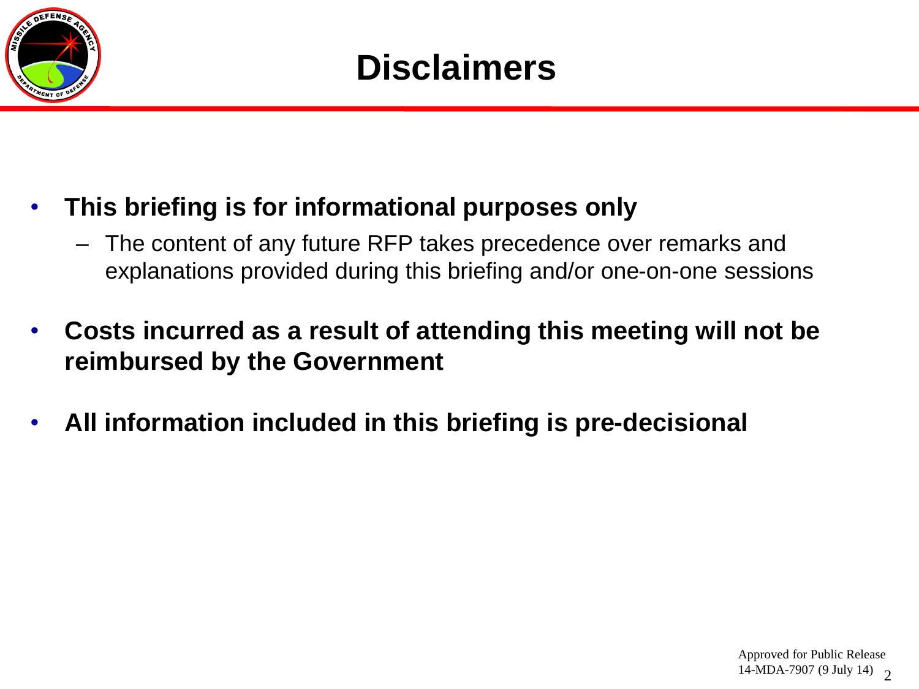# Disclaimers

- **This briefing is for informational purposes only**
  - The content of any future RFP takes precedence over remarks and explanations provided during this briefing and/or one-on-one sessions
- **Costs incurred as a result of attending this meeting will not be reimbursed by the Government**
- **All information included in this briefing is pre-decisional**

Approved for Public Release
14-MDA-7907 (9 July 14)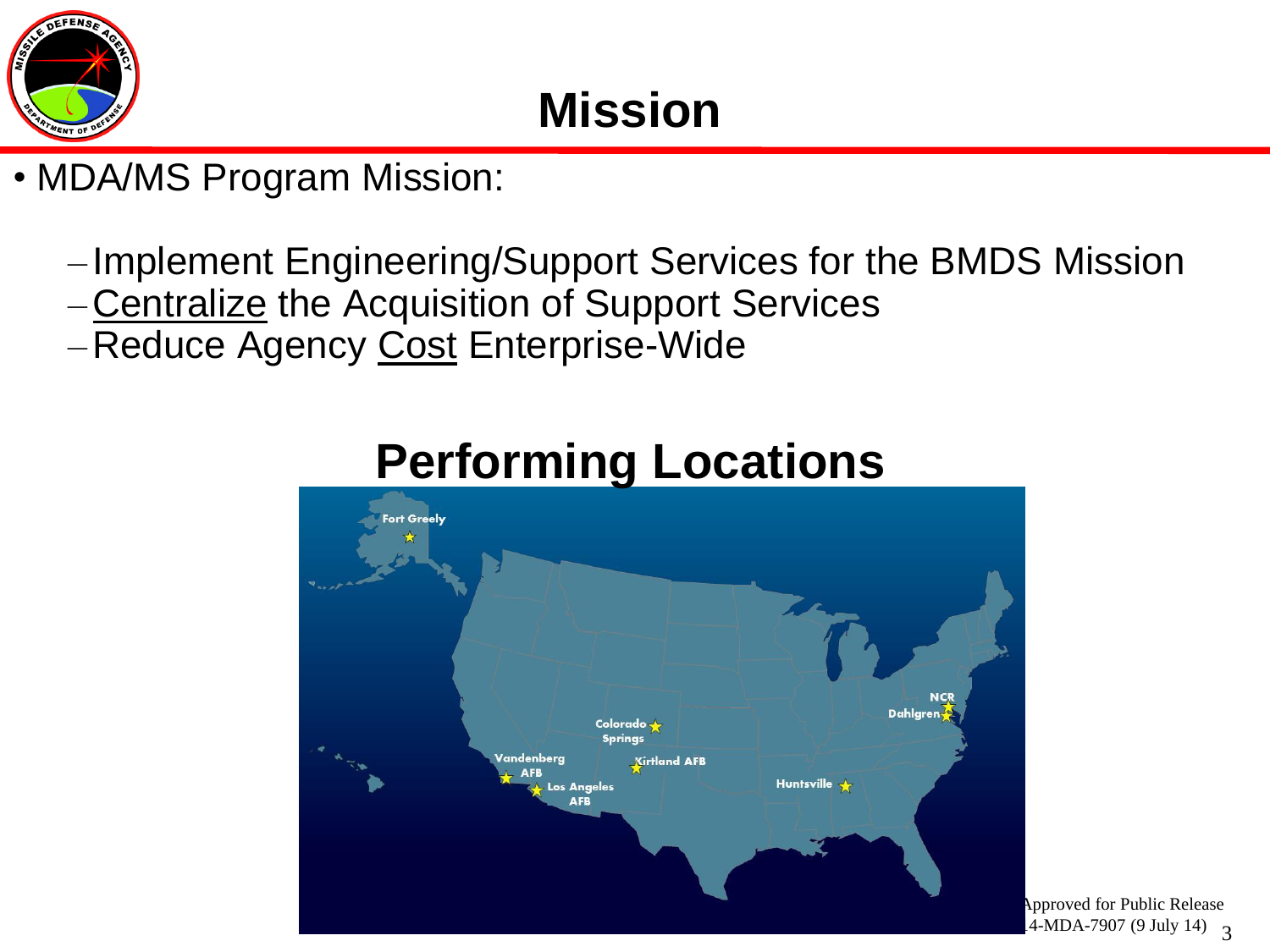# Mission

- MDA/MS Program Mission:
  - Implement Engineering/Support Services for the BMDS Mission
  - Centralize the Acquisition of Support Services
  - Reduce Agency Cost Enterprise-Wide

## Performing Locations

Fort Greely

Colorado Springs

Vandenberg AFB

Kirtland AFB

Los Angeles AFB

Huntsville

NCR

Dahlgren

Approved for Public Release
14-MDA-7907 (9 July 14)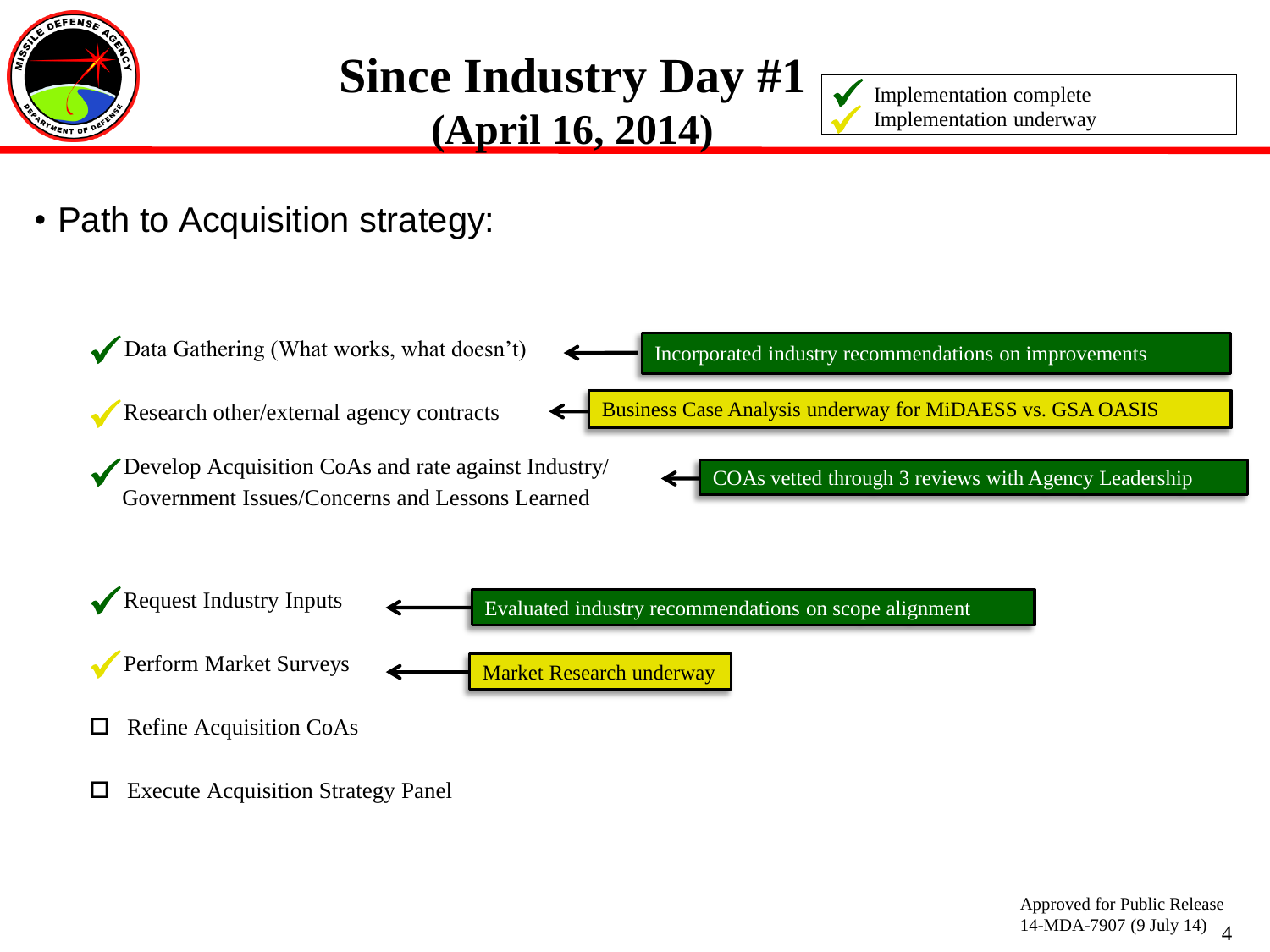# Since Industry Day #1 (April 16, 2014)

✓ (green) Implementation complete
✓ (yellow) Implementation underway

- Path to Acquisition strategy:

- ✓ (green) Data Gathering (What works, what doesn't) ← Incorporated industry recommendations on improvements
- ✓ (yellow) Research other/external agency contracts ← Business Case Analysis underway for MiDAESS vs. GSA OASIS
- ✓ (green) Develop Acquisition CoAs and rate against Industry/ Government Issues/Concerns and Lessons Learned ← COAs vetted through 3 reviews with Agency Leadership
- ✓ (green) Request Industry Inputs ← Evaluated industry recommendations on scope alignment
- ✓ (yellow) Perform Market Surveys ← Market Research underway
- ☐ Refine Acquisition CoAs
- ☐ Execute Acquisition Strategy Panel

Approved for Public Release
14-MDA-7907 (9 July 14)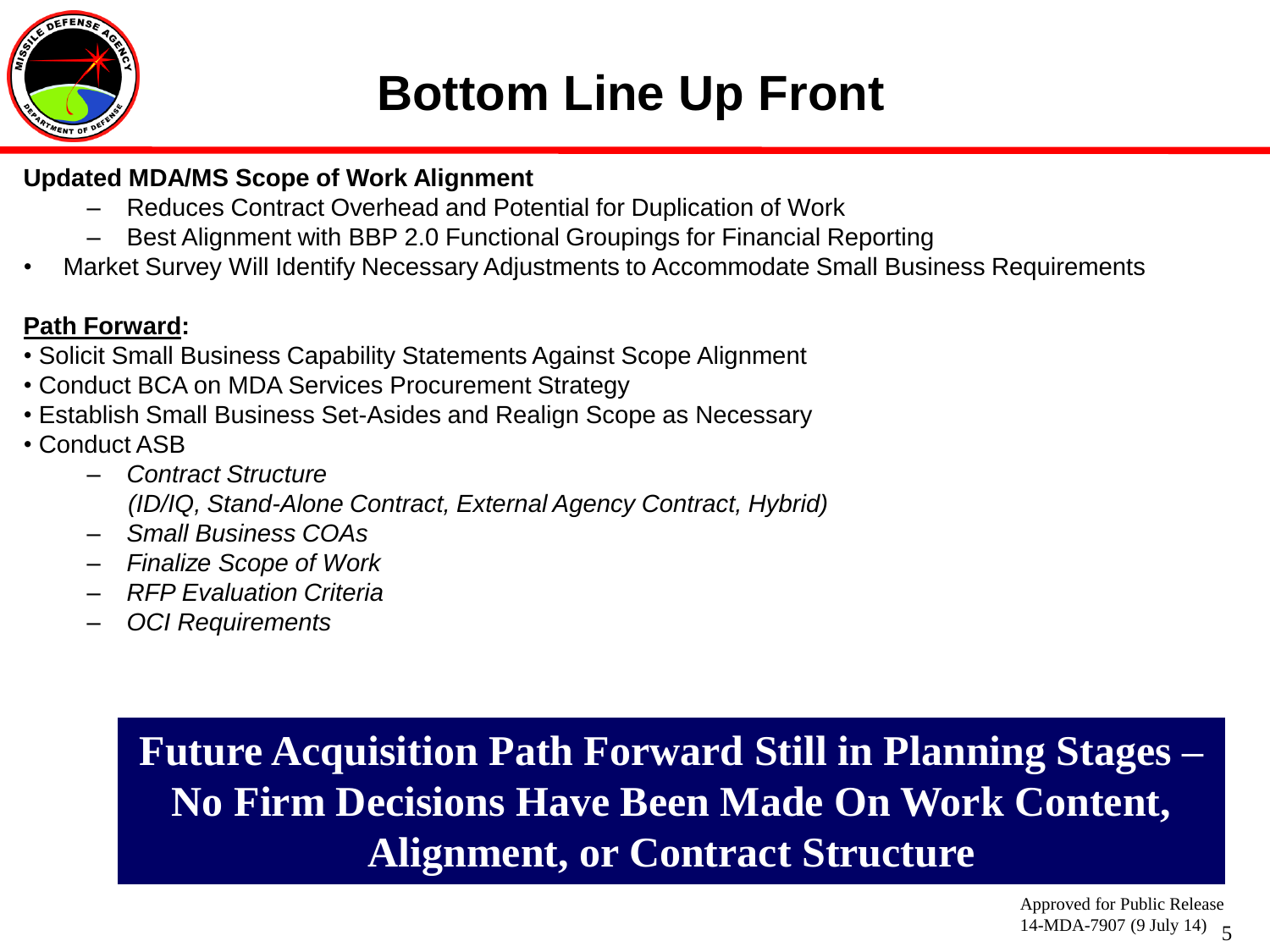# Bottom Line Up Front

**Updated MDA/MS Scope of Work Alignment**

- Reduces Contract Overhead and Potential for Duplication of Work
- Best Alignment with BBP 2.0 Functional Groupings for Financial Reporting

- Market Survey Will Identify Necessary Adjustments to Accommodate Small Business Requirements

**Path Forward:**

- Solicit Small Business Capability Statements Against Scope Alignment
- Conduct BCA on MDA Services Procurement Strategy
- Establish Small Business Set-Asides and Realign Scope as Necessary
- Conduct ASB
  - *Contract Structure*
    *(ID/IQ, Stand-Alone Contract, External Agency Contract, Hybrid)*
  - *Small Business COAs*
  - *Finalize Scope of Work*
  - *RFP Evaluation Criteria*
  - *OCI Requirements*

**Future Acquisition Path Forward Still in Planning Stages – No Firm Decisions Have Been Made On Work Content, Alignment, or Contract Structure**

Approved for Public Release
14-MDA-7907 (9 July 14)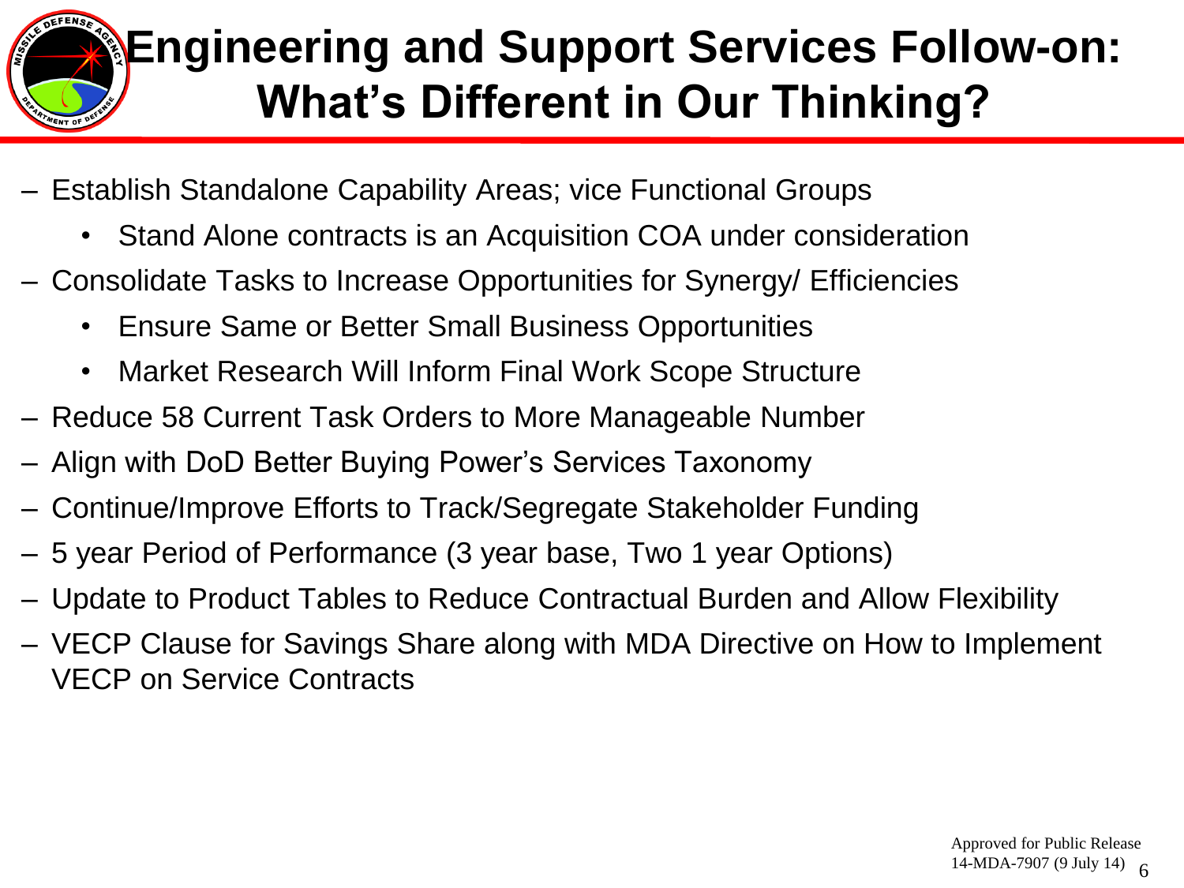# Engineering and Support Services Follow-on: What's Different in Our Thinking?

- Establish Standalone Capability Areas; vice Functional Groups
  - Stand Alone contracts is an Acquisition COA under consideration
- Consolidate Tasks to Increase Opportunities for Synergy/ Efficiencies
  - Ensure Same or Better Small Business Opportunities
  - Market Research Will Inform Final Work Scope Structure
- Reduce 58 Current Task Orders to More Manageable Number
- Align with DoD Better Buying Power's Services Taxonomy
- Continue/Improve Efforts to Track/Segregate Stakeholder Funding
- 5 year Period of Performance (3 year base, Two 1 year Options)
- Update to Product Tables to Reduce Contractual Burden and Allow Flexibility
- VECP Clause for Savings Share along with MDA Directive on How to Implement VECP on Service Contracts

Approved for Public Release
14-MDA-7907 (9 July 14)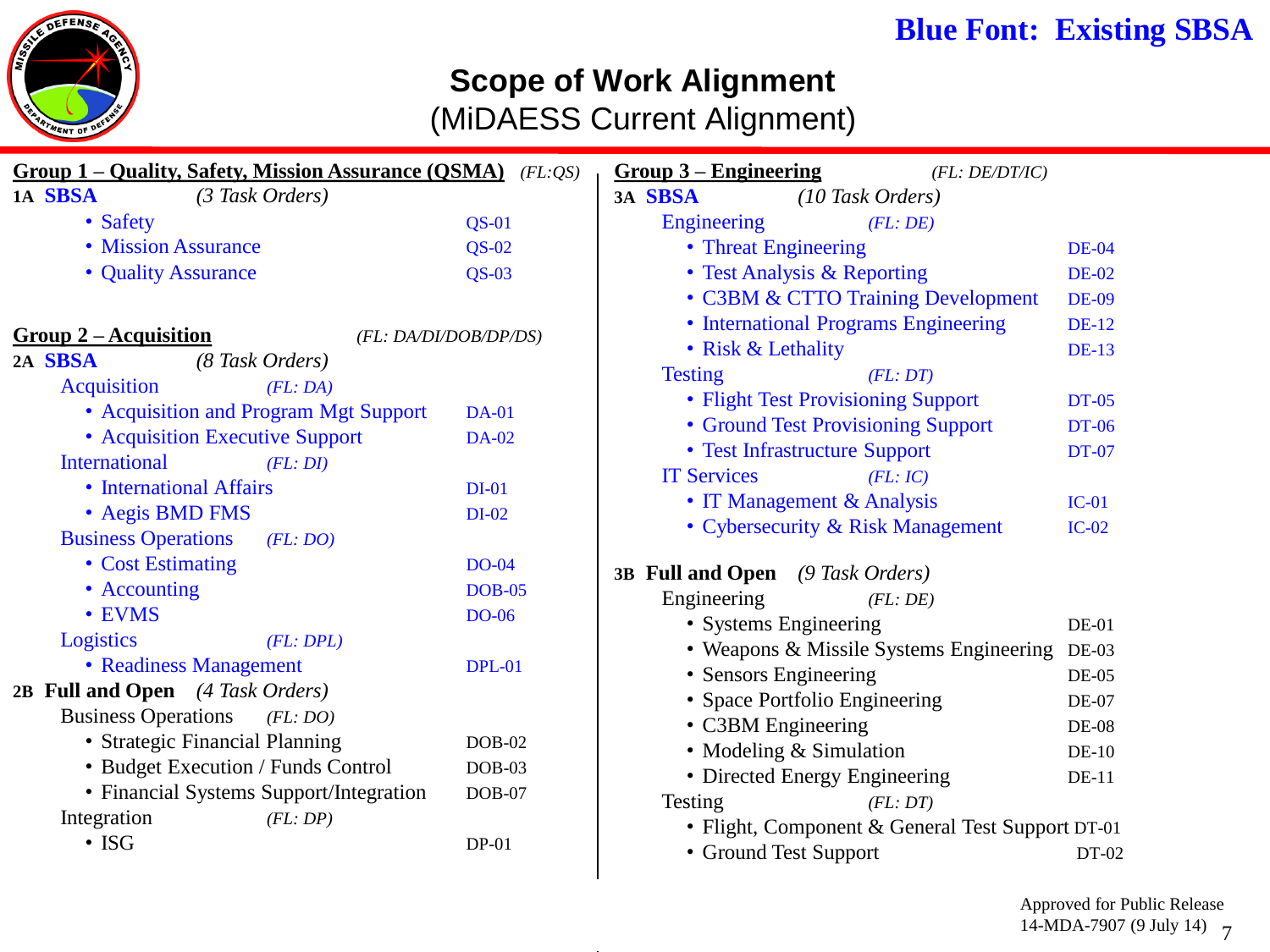**Blue Font: Existing SBSA**

# Scope of Work Alignment

## (MiDAESS Current Alignment)

**Group 1 – Quality, Safety, Mission Assurance (QSMA)** *(FL:QS)*

**1A SBSA** *(3 Task Orders)*

- Safety — QS-01
- Mission Assurance — QS-02
- Quality Assurance — QS-03

**Group 2 – Acquisition** *(FL: DA/DI/DOB/DP/DS)*

**2A SBSA** *(8 Task Orders)*

Acquisition *(FL: DA)*

- Acquisition and Program Mgt Support — DA-01
- Acquisition Executive Support — DA-02

International *(FL: DI)*

- International Affairs — DI-01
- Aegis BMD FMS — DI-02

Business Operations *(FL: DO)*

- Cost Estimating — DO-04
- Accounting — DOB-05
- EVMS — DO-06

Logistics *(FL: DPL)*

- Readiness Management — DPL-01

**2B Full and Open** *(4 Task Orders)*

Business Operations *(FL: DO)*

- Strategic Financial Planning — DOB-02
- Budget Execution / Funds Control — DOB-03
- Financial Systems Support/Integration — DOB-07

Integration *(FL: DP)*

- ISG — DP-01

**Group 3 – Engineering** *(FL: DE/DT/IC)*

**3A SBSA** *(10 Task Orders)*

Engineering *(FL: DE)*

- Threat Engineering — DE-04
- Test Analysis & Reporting — DE-02
- C3BM & CTTO Training Development — DE-09
- International Programs Engineering — DE-12
- Risk & Lethality — DE-13

Testing *(FL: DT)*

- Flight Test Provisioning Support — DT-05
- Ground Test Provisioning Support — DT-06
- Test Infrastructure Support — DT-07

IT Services *(FL: IC)*

- IT Management & Analysis — IC-01
- Cybersecurity & Risk Management — IC-02

**3B Full and Open** *(9 Task Orders)*

Engineering *(FL: DE)*

- Systems Engineering — DE-01
- Weapons & Missile Systems Engineering — DE-03
- Sensors Engineering — DE-05
- Space Portfolio Engineering — DE-07
- C3BM Engineering — DE-08
- Modeling & Simulation — DE-10
- Directed Energy Engineering — DE-11

Testing *(FL: DT)*

- Flight, Component & General Test Support — DT-01
- Ground Test Support — DT-02

Approved for Public Release
14-MDA-7907 (9 July 14)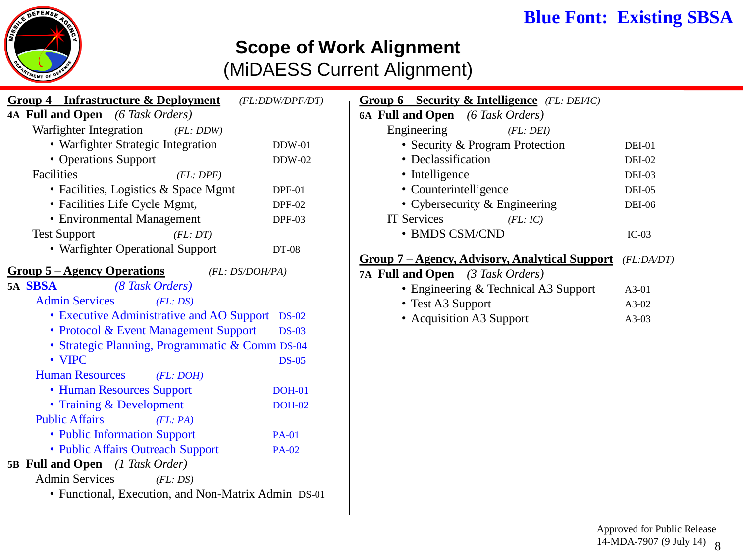**Blue Font: Existing SBSA**

# Scope of Work Alignment

## (MiDAESS Current Alignment)

**Group 4 – Infrastructure & Deployment** *(FL:DDW/DPF/DT)*

**4A Full and Open** *(6 Task Orders)*

Warfighter Integration *(FL: DDW)*
- Warfighter Strategic Integration DDW-01
- Operations Support DDW-02

Facilities *(FL: DPF)*
- Facilities, Logistics & Space Mgmt DPF-01
- Facilities Life Cycle Mgmt, DPF-02
- Environmental Management DPF-03

Test Support *(FL: DT)*
- Warfighter Operational Support DT-08

**Group 5 – Agency Operations** *(FL: DS/DOH/PA)*

**5A SBSA** *(8 Task Orders)*

Admin Services *(FL: DS)*
- Executive Administrative and AO Support DS-02
- Protocol & Event Management Support DS-03
- Strategic Planning, Programmatic & Comm DS-04
- VIPC DS-05

Human Resources *(FL: DOH)*
- Human Resources Support DOH-01
- Training & Development DOH-02

Public Affairs *(FL: PA)*
- Public Information Support PA-01
- Public Affairs Outreach Support PA-02

**5B Full and Open** *(1 Task Order)*

Admin Services *(FL: DS)*
- Functional, Execution, and Non-Matrix Admin DS-01

**Group 6 – Security & Intelligence** *(FL: DEI/IC)*

**6A Full and Open** *(6 Task Orders)*

Engineering *(FL: DEI)*
- Security & Program Protection DEI-01
- Declassification DEI-02
- Intelligence DEI-03
- Counterintelligence DEI-05
- Cybersecurity & Engineering DEI-06

IT Services *(FL: IC)*
- BMDS CSM/CND IC-03

**Group 7 – Agency, Advisory, Analytical Support** *(FL:DA/DT)*

**7A Full and Open** *(3 Task Orders)*
- Engineering & Technical A3 Support A3-01
- Test A3 Support A3-02
- Acquisition A3 Support A3-03

Approved for Public Release
14-MDA-7907 (9 July 14)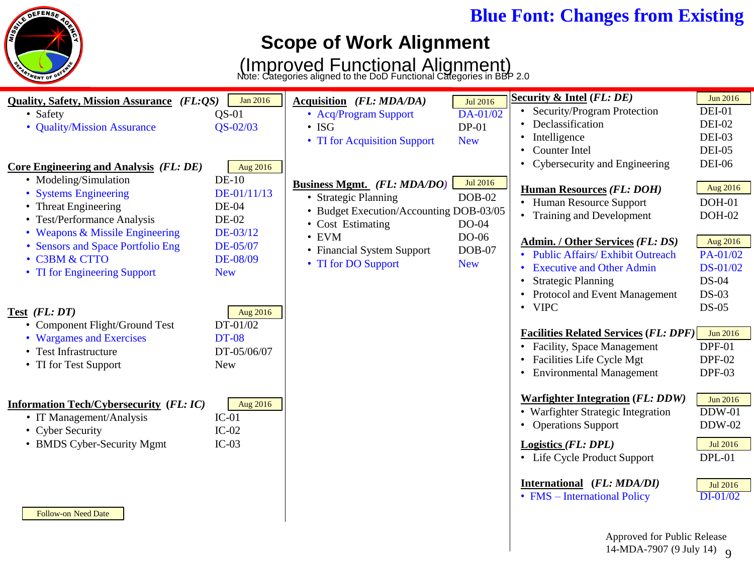**Blue Font: Changes from Existing**

# Scope of Work Alignment

## (Improved Functional Alignment)

Note: Categories aligned to the DoD Functional Categories in BBP 2.0

**Quality, Safety, Mission Assurance** ***(FL:QS)*** — Jan 2016

- Safety — QS-01
- Quality/Mission Assurance — QS-02/03

**Core Engineering and Analysis** ***(FL: DE)*** — Aug 2016

- Modeling/Simulation — DE-10
- Systems Engineering — DE-01/11/13
- Threat Engineering — DE-04
- Test/Performance Analysis — DE-02
- Weapons & Missile Engineering — DE-03/12
- Sensors and Space Portfolio Eng — DE-05/07
- C3BM & CTTO — DE-08/09
- TI for Engineering Support — New

**Test** ***(FL: DT)*** — Aug 2016

- Component Flight/Ground Test — DT-01/02
- Wargames and Exercises — DT-08
- Test Infrastructure — DT-05/06/07
- TI for Test Support — New

**Information Tech/Cybersecurity** ***(FL: IC)*** — Aug 2016

- IT Management/Analysis — IC-01
- Cyber Security — IC-02
- BMDS Cyber-Security Mgmt — IC-03

**Acquisition** ***(FL: MDA/DA)*** — Jul 2016

- Acq/Program Support — DA-01/02
- ISG — DP-01
- TI for Acquisition Support — New

**Business Mgmt.** ***(FL: MDA/DO)*** — Jul 2016

- Strategic Planning — DOB-02
- Budget Execution/Accounting — DOB-03/05
- Cost Estimating — DO-04
- EVM — DO-06
- Financial System Support — DOB-07
- TI for DO Support — New

**Security & Intel** ***(FL: DE)*** — Jun 2016

- Security/Program Protection — DEI-01
- Declassification — DEI-02
- Intelligence — DEI-03
- Counter Intel — DEI-05
- Cybersecurity and Engineering — DEI-06

**Human Resources** ***(FL: DOH)*** — Aug 2016

- Human Resource Support — DOH-01
- Training and Development — DOH-02

**Admin. / Other Services** ***(FL: DS)*** — Aug 2016

- Public Affairs/ Exhibit Outreach — PA-01/02
- Executive and Other Admin — DS-01/02
- Strategic Planning — DS-04
- Protocol and Event Management — DS-03
- VIPC — DS-05

**Facilities Related Services** ***(FL: DPF)*** — Jun 2016

- Facility, Space Management — DPF-01
- Facilities Life Cycle Mgt — DPF-02
- Environmental Management — DPF-03

**Warfighter Integration** ***(FL: DDW)*** — Jun 2016

- Warfighter Strategic Integration — DDW-01
- Operations Support — DDW-02

**Logistics** ***(FL: DPL)*** — Jul 2016

- Life Cycle Product Support — DPL-01

**International** ***(FL: MDA/DI)*** — Jul 2016

- FMS – International Policy — DI-01/02

Follow-on Need Date

Approved for Public Release
14-MDA-7907 (9 July 14)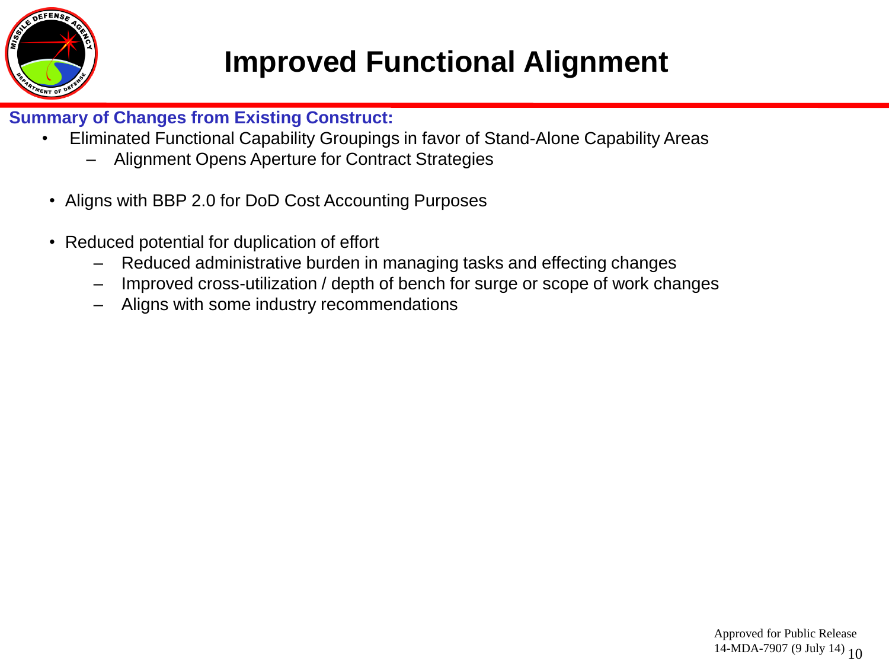# Improved Functional Alignment

**Summary of Changes from Existing Construct:**

- Eliminated Functional Capability Groupings in favor of Stand-Alone Capability Areas
  - Alignment Opens Aperture for Contract Strategies
- Aligns with BBP 2.0 for DoD Cost Accounting Purposes
- Reduced potential for duplication of effort
  - Reduced administrative burden in managing tasks and effecting changes
  - Improved cross-utilization / depth of bench for surge or scope of work changes
  - Aligns with some industry recommendations

Approved for Public Release
14-MDA-7907 (9 July 14)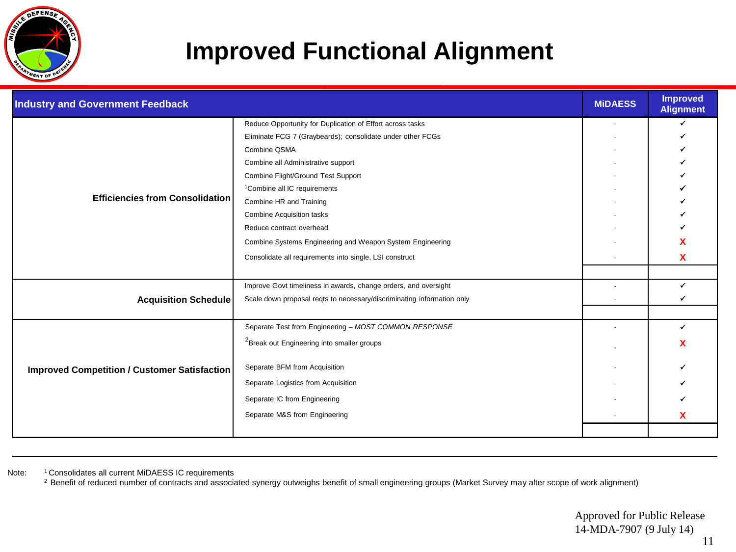# Improved Functional Alignment

| Industry and Government Feedback | | MiDAESS | Improved Alignment |
|---|---|---|---|
| Efficiencies from Consolidation | Reduce Opportunity for Duplication of Effort across tasks | - | ✓ |
| | Eliminate FCG 7 (Graybeards); consolidate under other FCGs | - | ✓ |
| | Combine QSMA | - | ✓ |
| | Combine all Administrative support | - | ✓ |
| | Combine Flight/Ground Test Support | - | ✓ |
| | [1]Combine all IC requirements | - | ✓ |
| | Combine HR and Training | - | ✓ |
| | Combine Acquisition tasks | - | ✓ |
| | Reduce contract overhead | - | ✓ |
| | Combine Systems Engineering and Weapon System Engineering | - | X |
| | Consolidate all requirements into single, LSI construct | - | X |
| Acquisition Schedule | Improve Govt timeliness in awards, change orders, and oversight | - | ✓ |
| | Scale down proposal reqts to necessary/discriminating information only | - | ✓ |
| Improved Competition / Customer Satisfaction | Separate Test from Engineering – *MOST COMMON RESPONSE* | - | ✓ |
| | [2]Break out Engineering into smaller groups | - | X |
| | Separate BFM from Acquisition | - | ✓ |
| | Separate Logistics from Acquisition | - | ✓ |
| | Separate IC from Engineering | - | ✓ |
| | Separate M&S from Engineering | - | X |

Note: [1] Consolidates all current MiDAESS IC requirements
[2] Benefit of reduced number of contracts and associated synergy outweighs benefit of small engineering groups (Market Survey may alter scope of work alignment)

Approved for Public Release
14-MDA-7907 (9 July 14)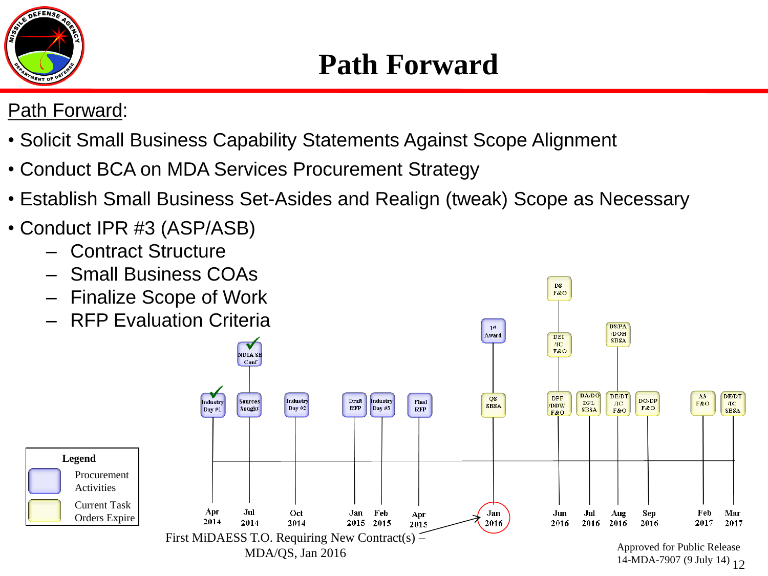# Path Forward

Path Forward:

- Solicit Small Business Capability Statements Against Scope Alignment
- Conduct BCA on MDA Services Procurement Strategy
- Establish Small Business Set-Asides and Realign (tweak) Scope as Necessary
- Conduct IPR #3 (ASP/ASB)
  - Contract Structure
  - Small Business COAs
  - Finalize Scope of Work
  - RFP Evaluation Criteria

Industry Day #1
Sources Sought
NDIA SB Conf
Industry Day #2
Draft RFP
Industry Day #3
Final RFP
QS SBSA
1st Award
DPF /DDW F&O
DEI /IC F&O
DS F&O
DA/DO DPL SBSA
DE/DT /IC F&O
DS/PA /DOH SBSA
DO/DP F&O
A3 F&O
DE/DT /IC SBSA

Apr 2014
Jul 2014
Oct 2014
Jan 2015
Feb 2015
Apr 2015
Jan 2016
Jun 2016
Jul 2016
Aug 2016
Sep 2016
Feb 2017
Mar 2017

First MiDAESS T.O. Requiring New Contract(s) – MDA/QS, Jan 2016

Legend
Procurement Activities
Current Task Orders Expire

Approved for Public Release
14-MDA-7907 (9 July 14)